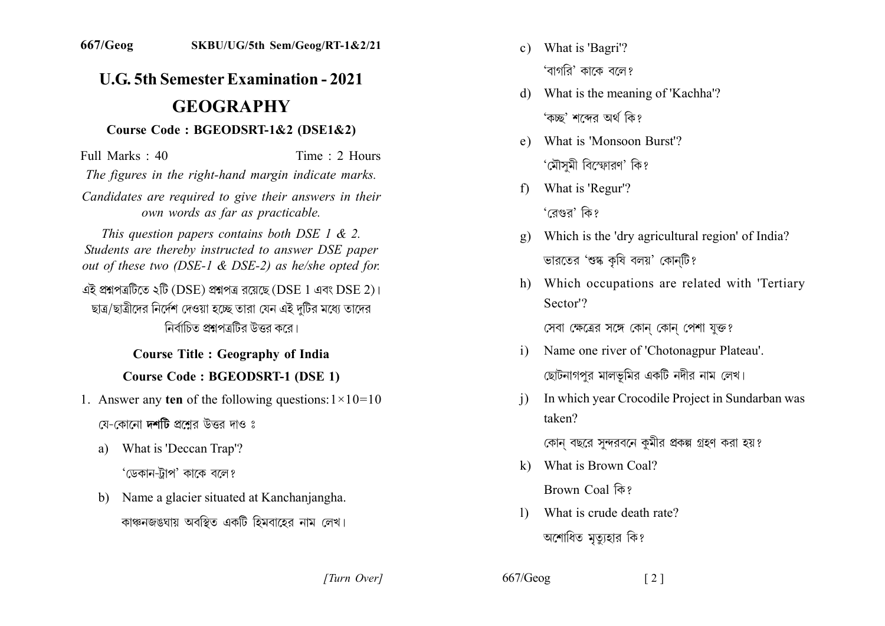667/Geog SKBU/UG/5th Sem/Geog/RT-1&2/21

# U.G. 5th Semester Examination - 2021

# GEOGRAPHY

## Course Code : BGEODSRT-1&2 (DSE1&2)

Full Marks : 40 Time : 2 Hours

*The figures in the right-hand margin indicate marks.*

*Candidates are required to give their answers in their own words as far as practicable.*

*This question papers contains both DSE 1 & 2. Students are thereby instructed to answer DSE paper out of these two (DSE-1 & DSE-2) as he/she opted for.*

এই প্রশ্নপত্রটিতে ২টি (DSE) প্রশ্নপত্র রয়েছে (DSE 1 এবং DSE 2)। ছাত্র/ছাত্রীদের নির্দেশ দেওয়া হচ্ছে তারা যেন এই দুটির মধ্যে তাদের নির্বাচিত প্রশ্নপত্রটির উত্তর করে।

## Course Title : Geography of India

## Course Code : BGEODSRT-1 (DSE 1)

1. Answer any **ten** of the following questions: $1\times10=10$

   যে-কোনো **দশটি** প্রশ্নের উত্তর দাও ঃ

   a) What is 'Deccan Trap'?

   'ডেকান-ট্রাপ' কাকে বলে?

   b) Name a glacier situated at Kanchanjangha.

   কাঞ্চনজঙঘায় অবস্থিত একটি হিমবাহের নাম লেখ।

   c) What is 'Bagri'?

   'বাগরি' কাকে বলে?

   d) What is the meaning of 'Kachha'?

   'কচ্ছ' শব্দের অর্থ কি?

   e) What is 'Monsoon Burst'?

   'মৌসুমী বিস্ফোরণ' কি?

   f) What is 'Regur'?

   'রেগুর' কি?

   g) Which is the 'dry agricultural region' of India?

   ভারতের 'শুষ্ক কৃষি বলয়' কোন্‌টি?

   h) Which occupations are related with 'Tertiary Sector'?

   সেবা ক্ষেত্রের সঙ্গে কোন্ কোন্ পেশা যুক্ত?

   i) Name one river of 'Chotonagpur Plateau'.

   ছোটনাগপুর মালভূমির একটি নদীর নাম লেখ।

   j) In which year Crocodile Project in Sundarban was taken?

   কোন্ বছরে সুন্দরবনে কুমীর প্রকল্প গ্রহণ করা হয়?

   k) What is Brown Coal?

   Brown Coal কি?

   l) What is crude death rate?

   অশোধিত মৃত্যুহার কি?

[Turn Over]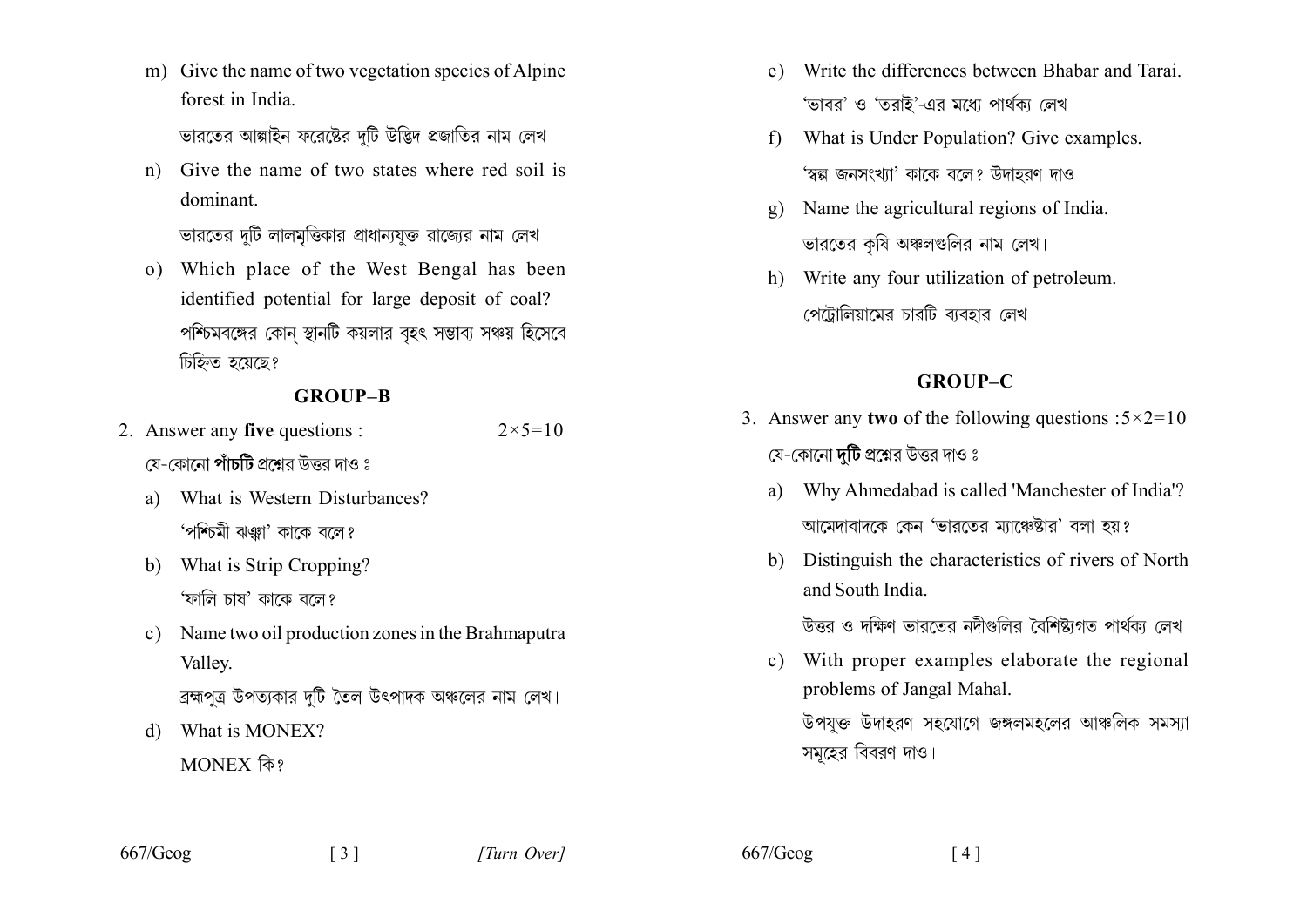m) Give the name of two vegetation species of Alpine forest in India.

ভারতের আল্পাইন ফরেস্টের দুটি উদ্ভিদ প্রজাতির নাম লেখ।

n) Give the name of two states where red soil is dominant.

ভারতের দুটি লালমৃত্তিকার প্রাধান্যযুক্ত রাজ্যের নাম লেখ।

o) Which place of the West Bengal has been identified potential for large deposit of coal?

পশ্চিমবঙ্গের কোন্ স্থানটি কয়লার বৃহৎ সম্ভাব্য সঞ্চয় হিসেবে চিহ্নিত হয়েছে?

## GROUP–B

2. Answer any **five** questions : $2 \times 5 = 10$

যে-কোনো **পাঁচটি** প্রশ্নের উত্তর দাও ঃ

a) What is Western Disturbances?

'পশ্চিমী ঝঞ্ঝা' কাকে বলে?

b) What is Strip Cropping?

'ফালি চাষ' কাকে বলে?

c) Name two oil production zones in the Brahmaputra Valley.

ব্রহ্মপুত্র উপত্যকার দুটি তৈল উৎপাদক অঞ্চলের নাম লেখ।

d) What is MONEX?

MONEX কি?

e) Write the differences between Bhabar and Tarai.

'ভাবর' ও 'তরাই'-এর মধ্যে পার্থক্য লেখ।

f) What is Under Population? Give examples.

'স্বল্প জনসংখ্যা' কাকে বলে? উদাহরণ দাও।

g) Name the agricultural regions of India.

ভারতের কৃষি অঞ্চলগুলির নাম লেখ।

h) Write any four utilization of petroleum.

পেট্রোলিয়ামের চারটি ব্যবহার লেখ।

## GROUP–C

3. Answer any **two** of the following questions : $5 \times 2 = 10$

যে-কোনো **দুটি** প্রশ্নের উত্তর দাও ঃ

a) Why Ahmedabad is called 'Manchester of India'?

আমেদাবাদকে কেন 'ভারতের ম্যাঞ্চেষ্টার' বলা হয়?

b) Distinguish the characteristics of rivers of North and South India.

উত্তর ও দক্ষিণ ভারতের নদীগুলির বৈশিষ্ট্যগত পার্থক্য লেখ।

c) With proper examples elaborate the regional problems of Jangal Mahal.

উপযুক্ত উদাহরণ সহযোগে জঙ্গলমহলের আঞ্চলিক সমস্যা সমূহের বিবরণ দাও।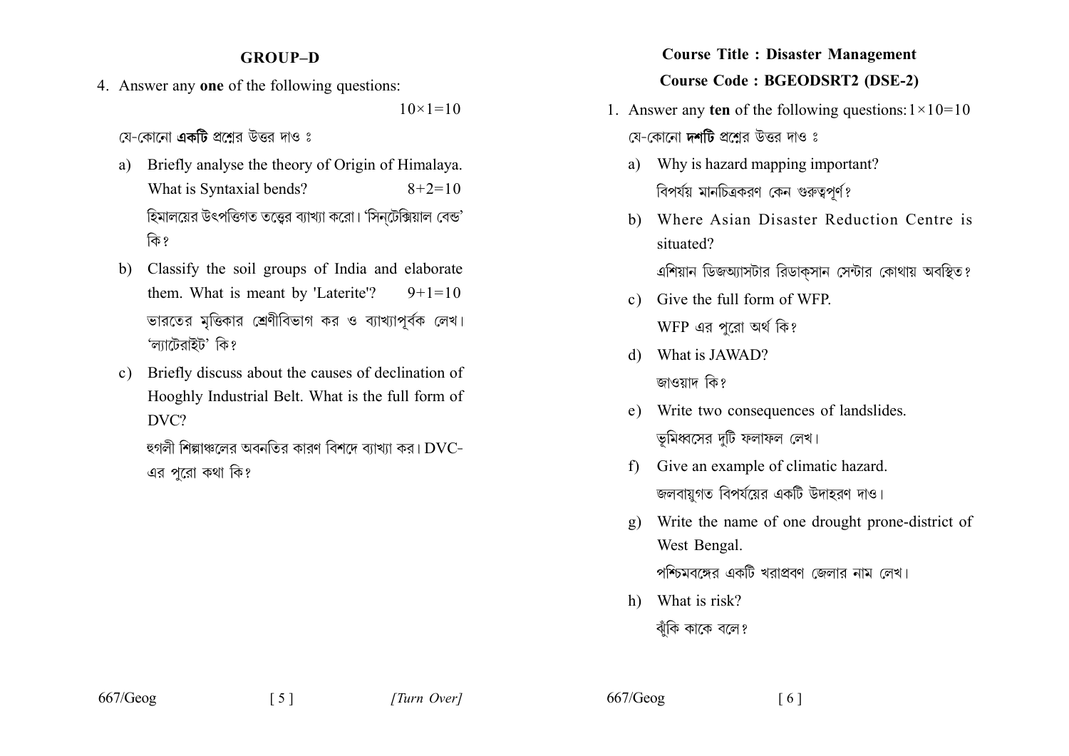## GROUP–D

4. Answer any **one** of the following questions: $10\times1=10$

যে-কোনো **একটি** প্রশ্নের উত্তর দাও ঃ

a) Briefly analyse the theory of Origin of Himalaya. What is Syntaxial bends? $8+2=10$

হিমালয়ের উৎপত্তিগত তত্ত্বের ব্যাখ্যা করো। 'সিন্‌টেক্সিয়াল বেন্ড' কি?

b) Classify the soil groups of India and elaborate them. What is meant by 'Laterite'? $9+1=10$

ভারতের মৃত্তিকার শ্রেণীবিভাগ কর ও ব্যাখ্যাপূর্বক লেখ। 'ল্যাটেরাইট' কি?

c) Briefly discuss about the causes of declination of Hooghly Industrial Belt. What is the full form of DVC?

হুগলী শিল্পাঞ্চলের অবনতির কারণ বিশদে ব্যাখ্যা কর। DVC-এর পুরো কথা কি?

## Course Title : Disaster Management

## Course Code : BGEODSRT2 (DSE-2)

1. Answer any **ten** of the following questions: $1\times10=10$

যে-কোনো **দশটি** প্রশ্নের উত্তর দাও ঃ

a) Why is hazard mapping important?

বিপর্যয় মানচিত্রকরণ কেন গুরুত্বপূর্ণ?

b) Where Asian Disaster Reduction Centre is situated?

এশিয়ান ডিজঅ্যাসটার রিডাক্‌সান সেন্টার কোথায় অবস্থিত?

c) Give the full form of WFP.

WFP এর পুরো অর্থ কি?

d) What is JAWAD?

জাওয়াদ কি?

e) Write two consequences of landslides.

ভূমিধ্বসের দুটি ফলাফল লেখ।

f) Give an example of climatic hazard.

জলবায়ুগত বিপর্যয়ের একটি উদাহরণ দাও।

g) Write the name of one drought prone-district of West Bengal.

পশ্চিমবঙ্গের একটি খরাপ্রবণ জেলার নাম লেখ।

h) What is risk?

ঝুঁকি কাকে বলে?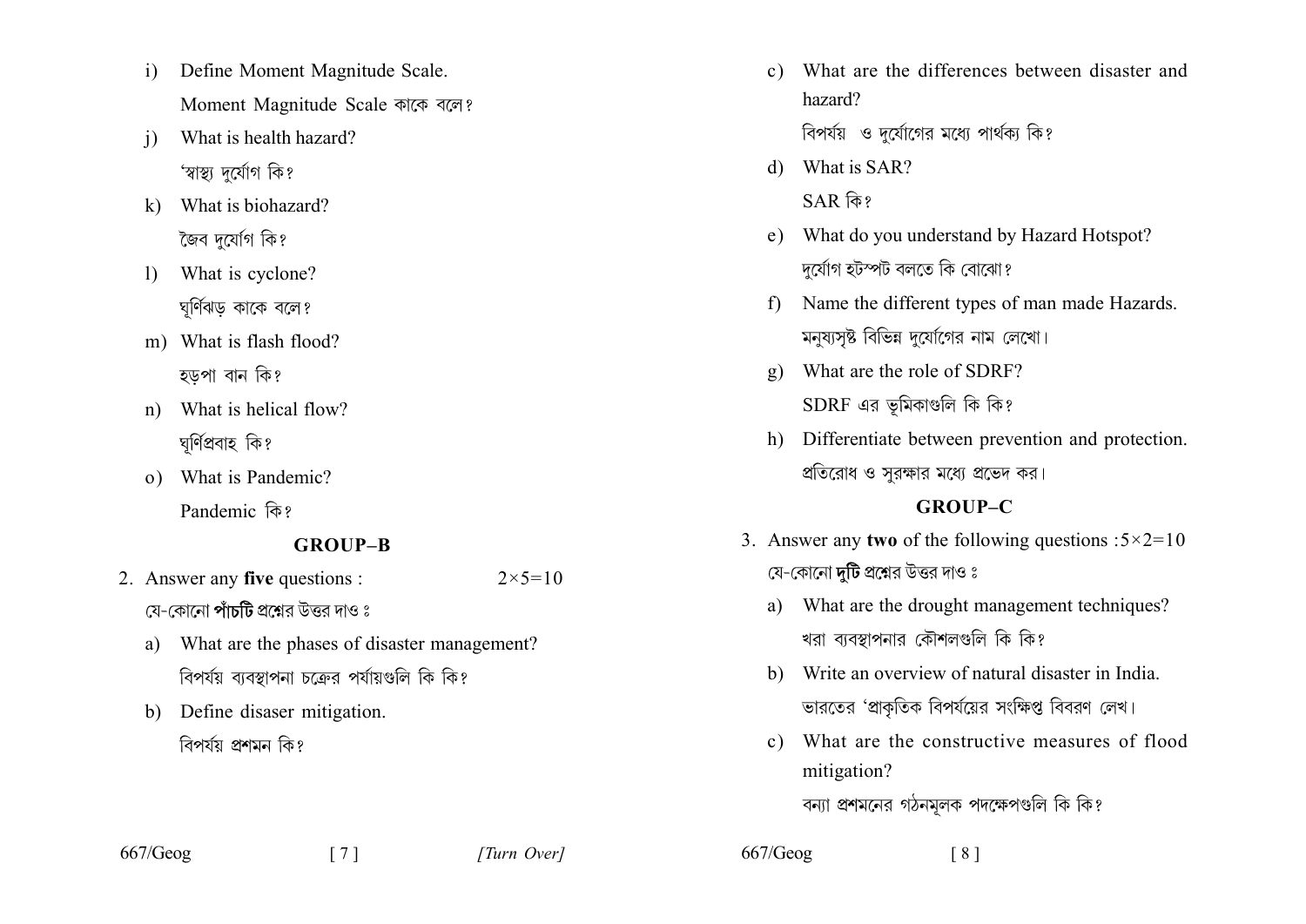i) Define Moment Magnitude Scale.

Moment Magnitude Scale কাকে বলে?

j) What is health hazard?

'স্বাস্থ্য দুর্যোগ কি?

k) What is biohazard?

জৈব দুর্যোগ কি?

l) What is cyclone?

ঘূর্ণিঝড় কাকে বলে?

m) What is flash flood?

হড়পা বান কি?

n) What is helical flow?

ঘূর্ণিপ্রবাহ কি?

o) What is Pandemic?

Pandemic কি?

## GROUP–B

2. Answer any **five** questions : 2×5=10

যে-কোনো **পাঁচটি** প্রশ্নের উত্তর দাও :

a) What are the phases of disaster management?

বিপর্যয় ব্যবস্থাপনা চক্রের পর্যায়গুলি কি কি?

b) Define disaser mitigation.

বিপর্যয় প্রশমন কি?

c) What are the differences between disaster and hazard?

বিপর্যয় ও দুর্যোগের মধ্যে পার্থক্য কি?

d) What is SAR?

SAR কি?

e) What do you understand by Hazard Hotspot?

দুর্যোগ হটস্পট বলতে কি বোঝো?

f) Name the different types of man made Hazards.

মনুষ্যসৃষ্ট বিভিন্ন দুর্যোগের নাম লেখো।

g) What are the role of SDRF?

SDRF এর ভূমিকাগুলি কি কি?

h) Differentiate between prevention and protection.

প্রতিরোধ ও সুরক্ষার মধ্যে প্রভেদ কর।

## GROUP–C

3. Answer any **two** of the following questions : 5×2=10

যে-কোনো **দুটি** প্রশ্নের উত্তর দাও :

a) What are the drought management techniques?

খরা ব্যবস্থাপনার কৌশলগুলি কি কি?

b) Write an overview of natural disaster in India.

ভারতের 'প্রাকৃতিক বিপর্যয়ের সংক্ষিপ্ত বিবরণ লেখ।

c) What are the constructive measures of flood mitigation?

বন্যা প্রশমনের গঠনমূলক পদক্ষেপগুলি কি কি?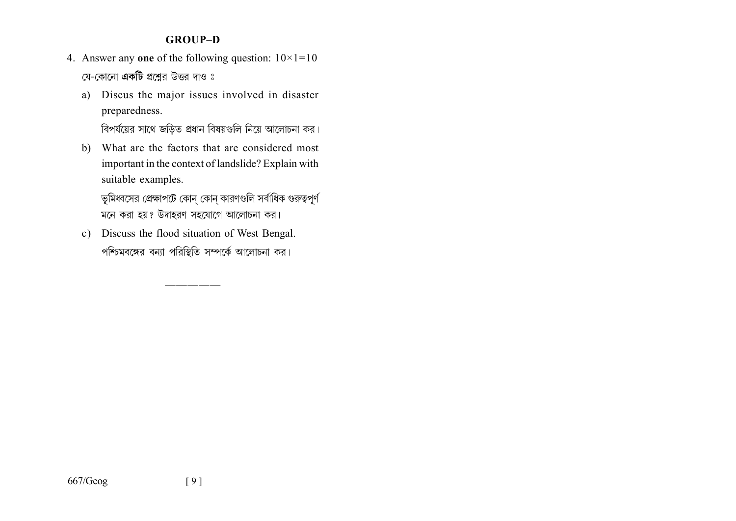## GROUP–D

4. Answer any **one** of the following question: $10\times1=10$

   যে-কোনো **একটি** প্রশ্নের উত্তর দাও ঃ

   a) Discus the major issues involved in disaster preparedness.

   বিপর্যয়ের সাথে জড়িত প্রধান বিষয়গুলি নিয়ে আলোচনা কর।

   b) What are the factors that are considered most important in the context of landslide? Explain with suitable examples.

   ভূমিধ্বসের প্রেক্ষাপটে কোন্ কোন্ কারণগুলি সর্বাধিক গুরুত্বপূর্ণ মনে করা হয়? উদাহরণ সহযোগে আলোচনা কর।

   c) Discuss the flood situation of West Bengal.

   পশ্চিমবঙ্গের বন্যা পরিস্থিতি সম্পর্কে আলোচনা কর।

——————